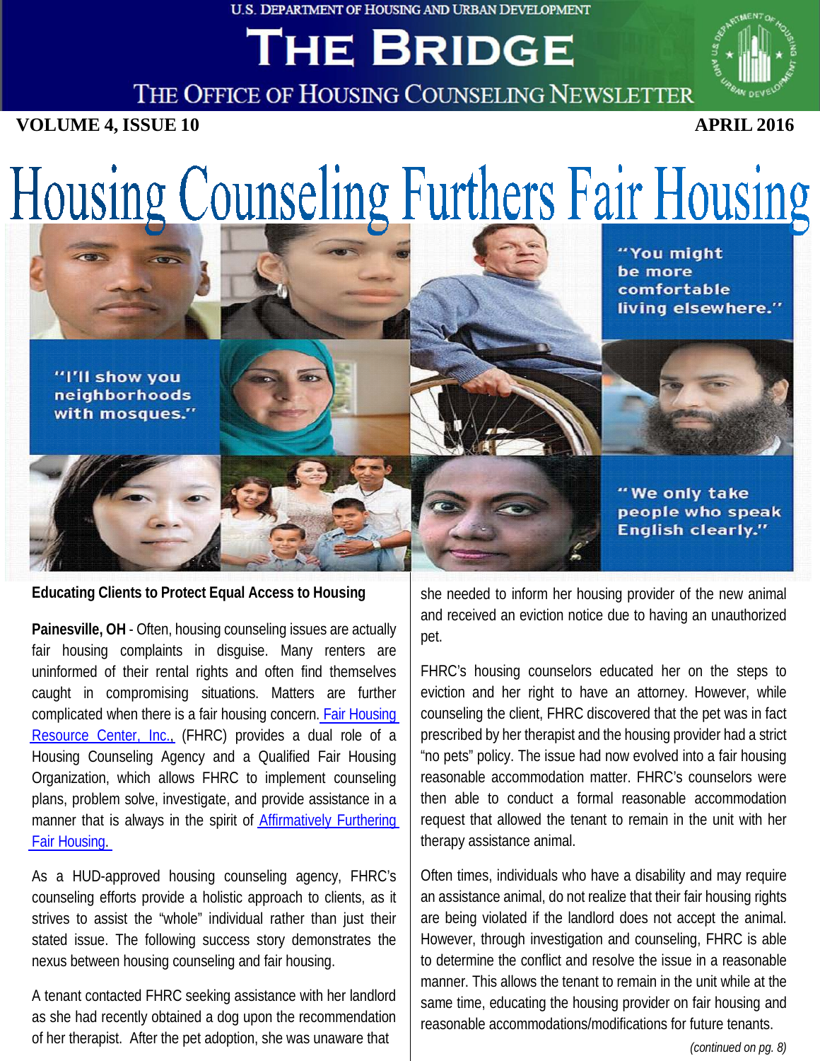U.S. DEPARTMENT OF HOUSING AND URBAN DEVELOPMENT

# THE BRIDGE

THE OFFICE OF HOUSING COUNSELING NEWSLETTER

**VOLUME 4, ISSUE 10** **APRIL 2016**

# Housing Counseling Furthers Fair Housing

"You might be more comfortable living elsewhere."

"I'll show you neighborhoods with mosques."

"We only take people who speak English clearly."

## Educating Clients to Protect Equal Access to Housing

**Painesville, OH** - Often, housing counseling issues are actually fair housing complaints in disguise. Many renters are uninformed of their rental rights and often find themselves caught in compromising situations. Matters are further complicated when there is a fair housing concern. Fair Housing Resource Center, Inc., (FHRC) provides a dual role of a Housing Counseling Agency and a Qualified Fair Housing Organization, which allows FHRC to implement counseling plans, problem solve, investigate, and provide assistance in a manner that is always in the spirit of Affirmatively Furthering Fair Housing.

As a HUD-approved housing counseling agency, FHRC's counseling efforts provide a holistic approach to clients, as it strives to assist the "whole" individual rather than just their stated issue. The following success story demonstrates the nexus between housing counseling and fair housing.

A tenant contacted FHRC seeking assistance with her landlord as she had recently obtained a dog upon the recommendation of her therapist. After the pet adoption, she was unaware that she needed to inform her housing provider of the new animal and received an eviction notice due to having an unauthorized pet.

FHRC's housing counselors educated her on the steps to eviction and her right to have an attorney. However, while counseling the client, FHRC discovered that the pet was in fact prescribed by her therapist and the housing provider had a strict "no pets" policy. The issue had now evolved into a fair housing reasonable accommodation matter. FHRC's counselors were then able to conduct a formal reasonable accommodation request that allowed the tenant to remain in the unit with her therapy assistance animal.

Often times, individuals who have a disability and may require an assistance animal, do not realize that their fair housing rights are being violated if the landlord does not accept the animal. However, through investigation and counseling, FHRC is able to determine the conflict and resolve the issue in a reasonable manner. This allows the tenant to remain in the unit while at the same time, educating the housing provider on fair housing and reasonable accommodations/modifications for future tenants.

*(continued on pg. 8)*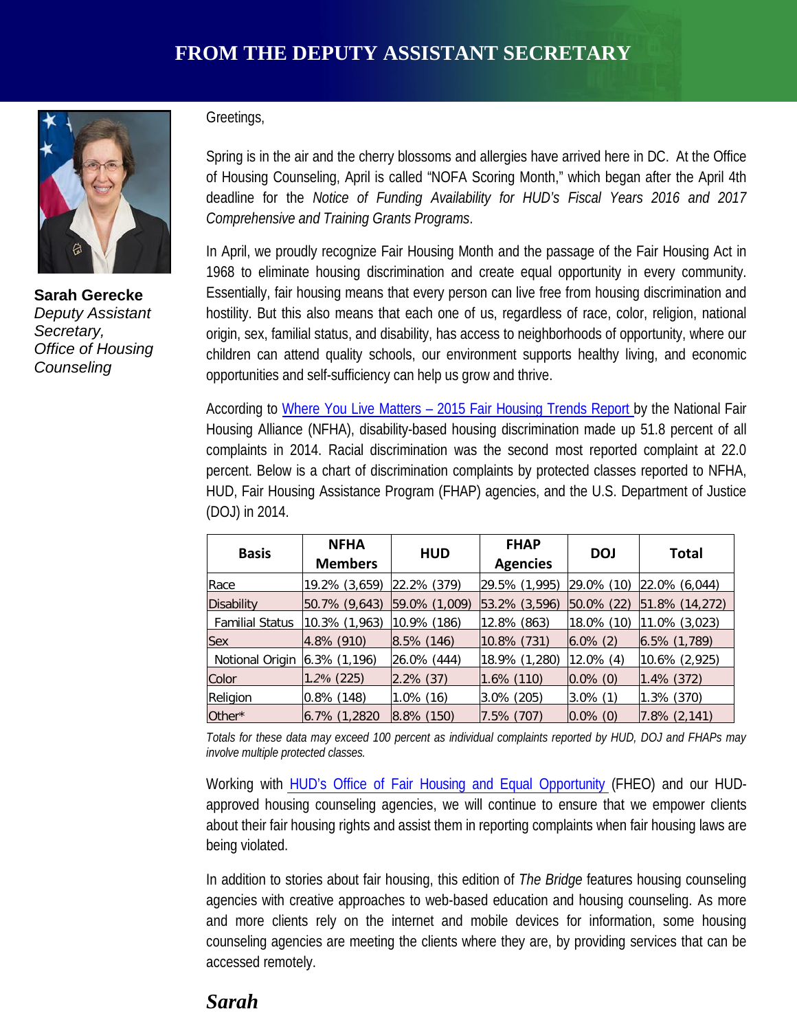# FROM THE DEPUTY ASSISTANT SECRETARY

**Sarah Gerecke**
*Deputy Assistant Secretary, Office of Housing Counseling*

Greetings,

Spring is in the air and the cherry blossoms and allergies have arrived here in DC. At the Office of Housing Counseling, April is called "NOFA Scoring Month," which began after the April 4th deadline for the *Notice of Funding Availability for HUD's Fiscal Years 2016 and 2017 Comprehensive and Training Grants Programs*.

In April, we proudly recognize Fair Housing Month and the passage of the Fair Housing Act in 1968 to eliminate housing discrimination and create equal opportunity in every community. Essentially, fair housing means that every person can live free from housing discrimination and hostility. But this also means that each one of us, regardless of race, color, religion, national origin, sex, familial status, and disability, has access to neighborhoods of opportunity, where our children can attend quality schools, our environment supports healthy living, and economic opportunities and self-sufficiency can help us grow and thrive.

According to Where You Live Matters – 2015 Fair Housing Trends Report by the National Fair Housing Alliance (NFHA), disability-based housing discrimination made up 51.8 percent of all complaints in 2014. Racial discrimination was the second most reported complaint at 22.0 percent. Below is a chart of discrimination complaints by protected classes reported to NFHA, HUD, Fair Housing Assistance Program (FHAP) agencies, and the U.S. Department of Justice (DOJ) in 2014.

| Basis | NFHA Members | HUD | FHAP Agencies | DOJ | Total |
|---|---|---|---|---|---|
| Race | 19.2% (3,659) | 22.2% (379) | 29.5% (1,995) | 29.0% (10) | 22.0% (6,044) |
| Disability | 50.7% (9,643) | 59.0% (1,009) | 53.2% (3,596) | 50.0% (22) | 51.8% (14,272) |
| Familial Status | 10.3% (1,963) | 10.9% (186) | 12.8% (863) | 18.0% (10) | 11.0% (3,023) |
| Sex | 4.8% (910) | 8.5% (146) | 10.8% (731) | 6.0% (2) | 6.5% (1,789) |
| Notional Origin | 6.3% (1,196) | 26.0% (444) | 18.9% (1,280) | 12.0% (4) | 10.6% (2,925) |
| Color | 1.2% (225) | 2.2% (37) | 1.6% (110) | 0.0% (0) | 1.4% (372) |
| Religion | 0.8% (148) | 1.0% (16) | 3.0% (205) | 3.0% (1) | 1.3% (370) |
| Other* | 6.7% (1,2820 | 8.8% (150) | 7.5% (707) | 0.0% (0) | 7.8% (2,141) |

*Totals for these data may exceed 100 percent as individual complaints reported by HUD, DOJ and FHAPs may involve multiple protected classes.*

Working with HUD's Office of Fair Housing and Equal Opportunity (FHEO) and our HUD-approved housing counseling agencies, we will continue to ensure that we empower clients about their fair housing rights and assist them in reporting complaints when fair housing laws are being violated.

In addition to stories about fair housing, this edition of *The Bridge* features housing counseling agencies with creative approaches to web-based education and housing counseling. As more and more clients rely on the internet and mobile devices for information, some housing counseling agencies are meeting the clients where they are, by providing services that can be accessed remotely.

***Sarah***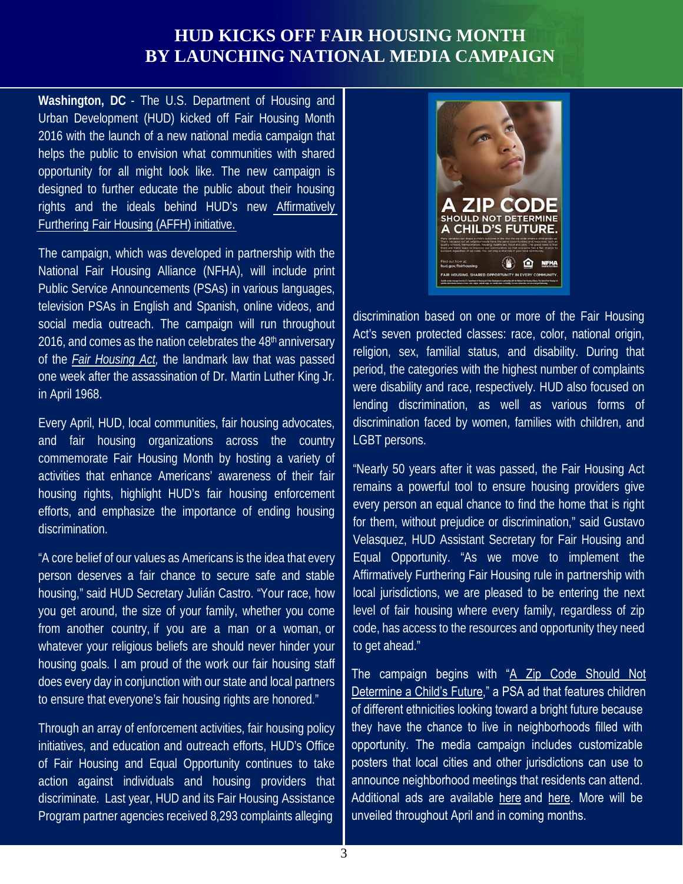# HUD KICKS OFF FAIR HOUSING MONTH BY LAUNCHING NATIONAL MEDIA CAMPAIGN

**Washington, DC** - The U.S. Department of Housing and Urban Development (HUD) kicked off Fair Housing Month 2016 with the launch of a new national media campaign that helps the public to envision what communities with shared opportunity for all might look like. The new campaign is designed to further educate the public about their housing rights and the ideals behind HUD's new Affirmatively Furthering Fair Housing (AFFH) initiative.

The campaign, which was developed in partnership with the National Fair Housing Alliance (NFHA), will include print Public Service Announcements (PSAs) in various languages, television PSAs in English and Spanish, online videos, and social media outreach. The campaign will run throughout 2016, and comes as the nation celebrates the 48th anniversary of the *Fair Housing Act*, the landmark law that was passed one week after the assassination of Dr. Martin Luther King Jr. in April 1968.

Every April, HUD, local communities, fair housing advocates, and fair housing organizations across the country commemorate Fair Housing Month by hosting a variety of activities that enhance Americans' awareness of their fair housing rights, highlight HUD's fair housing enforcement efforts, and emphasize the importance of ending housing discrimination.

"A core belief of our values as Americans is the idea that every person deserves a fair chance to secure safe and stable housing," said HUD Secretary Julián Castro. "Your race, how you get around, the size of your family, whether you come from another country, if you are a man or a woman, or whatever your religious beliefs are should never hinder your housing goals. I am proud of the work our fair housing staff does every day in conjunction with our state and local partners to ensure that everyone's fair housing rights are honored."

Through an array of enforcement activities, fair housing policy initiatives, and education and outreach efforts, HUD's Office of Fair Housing and Equal Opportunity continues to take action against individuals and housing providers that discriminate. Last year, HUD and its Fair Housing Assistance Program partner agencies received 8,293 complaints alleging discrimination based on one or more of the Fair Housing Act's seven protected classes: race, color, national origin, religion, sex, familial status, and disability. During that period, the categories with the highest number of complaints were disability and race, respectively. HUD also focused on lending discrimination, as well as various forms of discrimination faced by women, families with children, and LGBT persons.

"Nearly 50 years after it was passed, the Fair Housing Act remains a powerful tool to ensure housing providers give every person an equal chance to find the home that is right for them, without prejudice or discrimination," said Gustavo Velasquez, HUD Assistant Secretary for Fair Housing and Equal Opportunity. "As we move to implement the Affirmatively Furthering Fair Housing rule in partnership with local jurisdictions, we are pleased to be entering the next level of fair housing where every family, regardless of zip code, has access to the resources and opportunity they need to get ahead."

The campaign begins with "A Zip Code Should Not Determine a Child's Future," a PSA ad that features children of different ethnicities looking toward a bright future because they have the chance to live in neighborhoods filled with opportunity. The media campaign includes customizable posters that local cities and other jurisdictions can use to announce neighborhood meetings that residents can attend. Additional ads are available here and here. More will be unveiled throughout April and in coming months.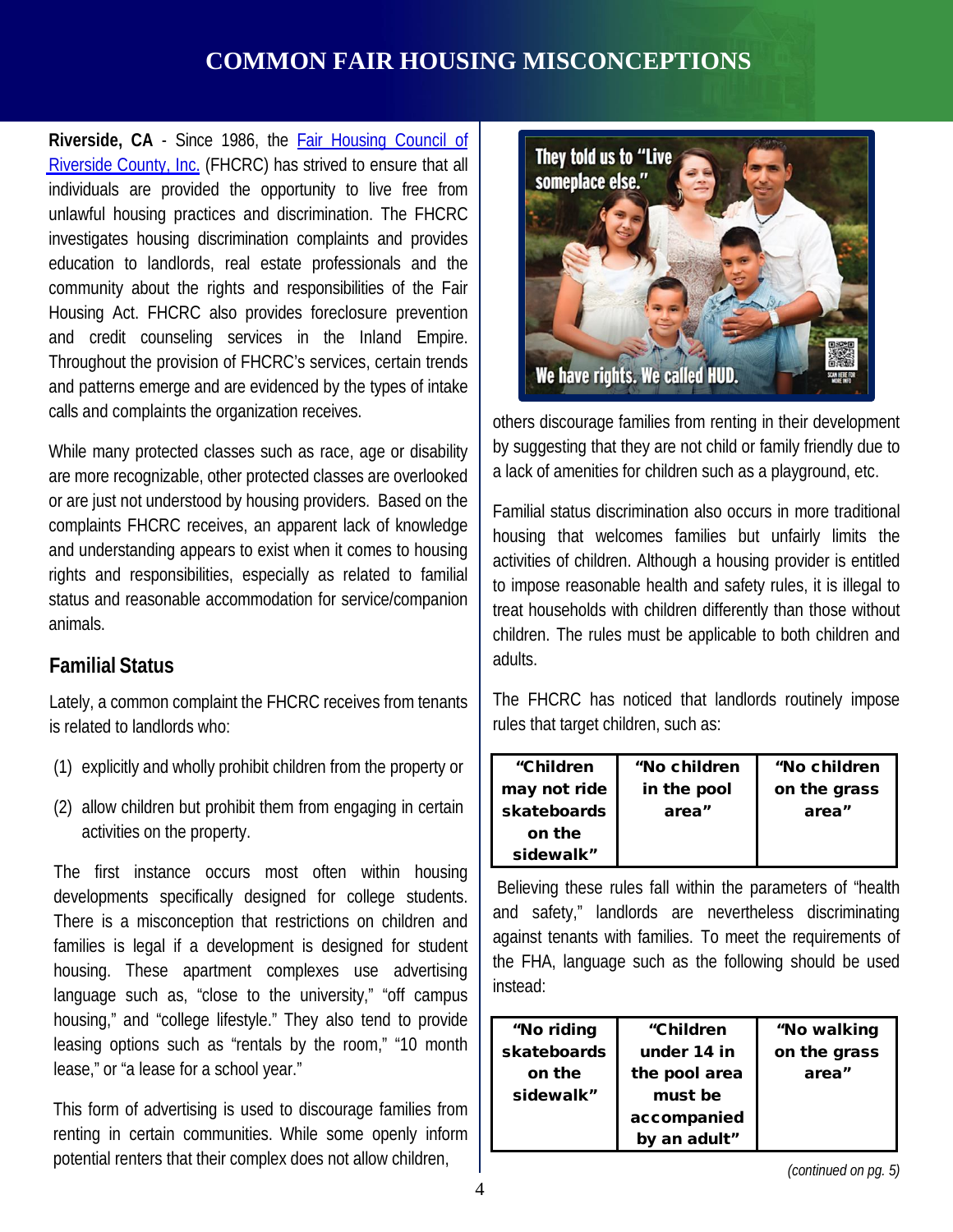# COMMON FAIR HOUSING MISCONCEPTIONS

**Riverside, CA** - Since 1986, the Fair Housing Council of Riverside County, Inc. (FHCRC) has strived to ensure that all individuals are provided the opportunity to live free from unlawful housing practices and discrimination. The FHCRC investigates housing discrimination complaints and provides education to landlords, real estate professionals and the community about the rights and responsibilities of the Fair Housing Act. FHCRC also provides foreclosure prevention and credit counseling services in the Inland Empire. Throughout the provision of FHCRC's services, certain trends and patterns emerge and are evidenced by the types of intake calls and complaints the organization receives.

While many protected classes such as race, age or disability are more recognizable, other protected classes are overlooked or are just not understood by housing providers. Based on the complaints FHCRC receives, an apparent lack of knowledge and understanding appears to exist when it comes to housing rights and responsibilities, especially as related to familial status and reasonable accommodation for service/companion animals.

## Familial Status

Lately, a common complaint the FHCRC receives from tenants is related to landlords who:

(1) explicitly and wholly prohibit children from the property or

(2) allow children but prohibit them from engaging in certain activities on the property.

The first instance occurs most often within housing developments specifically designed for college students. There is a misconception that restrictions on children and families is legal if a development is designed for student housing. These apartment complexes use advertising language such as, "close to the university," "off campus housing," and "college lifestyle." They also tend to provide leasing options such as "rentals by the room," "10 month lease," or "a lease for a school year."

This form of advertising is used to discourage families from renting in certain communities. While some openly inform potential renters that their complex does not allow children,

They told us to "Live someplace else."

We have rights. We called HUD.

others discourage families from renting in their development by suggesting that they are not child or family friendly due to a lack of amenities for children such as a playground, etc.

Familial status discrimination also occurs in more traditional housing that welcomes families but unfairly limits the activities of children. Although a housing provider is entitled to impose reasonable health and safety rules, it is illegal to treat households with children differently than those without children. The rules must be applicable to both children and adults.

The FHCRC has noticed that landlords routinely impose rules that target children, such as:

| "Children may not ride skateboards on the sidewalk" | "No children in the pool area" | "No children on the grass area" |
|---|---|---|

Believing these rules fall within the parameters of "health and safety," landlords are nevertheless discriminating against tenants with families. To meet the requirements of the FHA, language such as the following should be used instead:

| "No riding skateboards on the sidewalk" | "Children under 14 in the pool area must be accompanied by an adult" | "No walking on the grass area" |
|---|---|---|

*(continued on pg. 5)*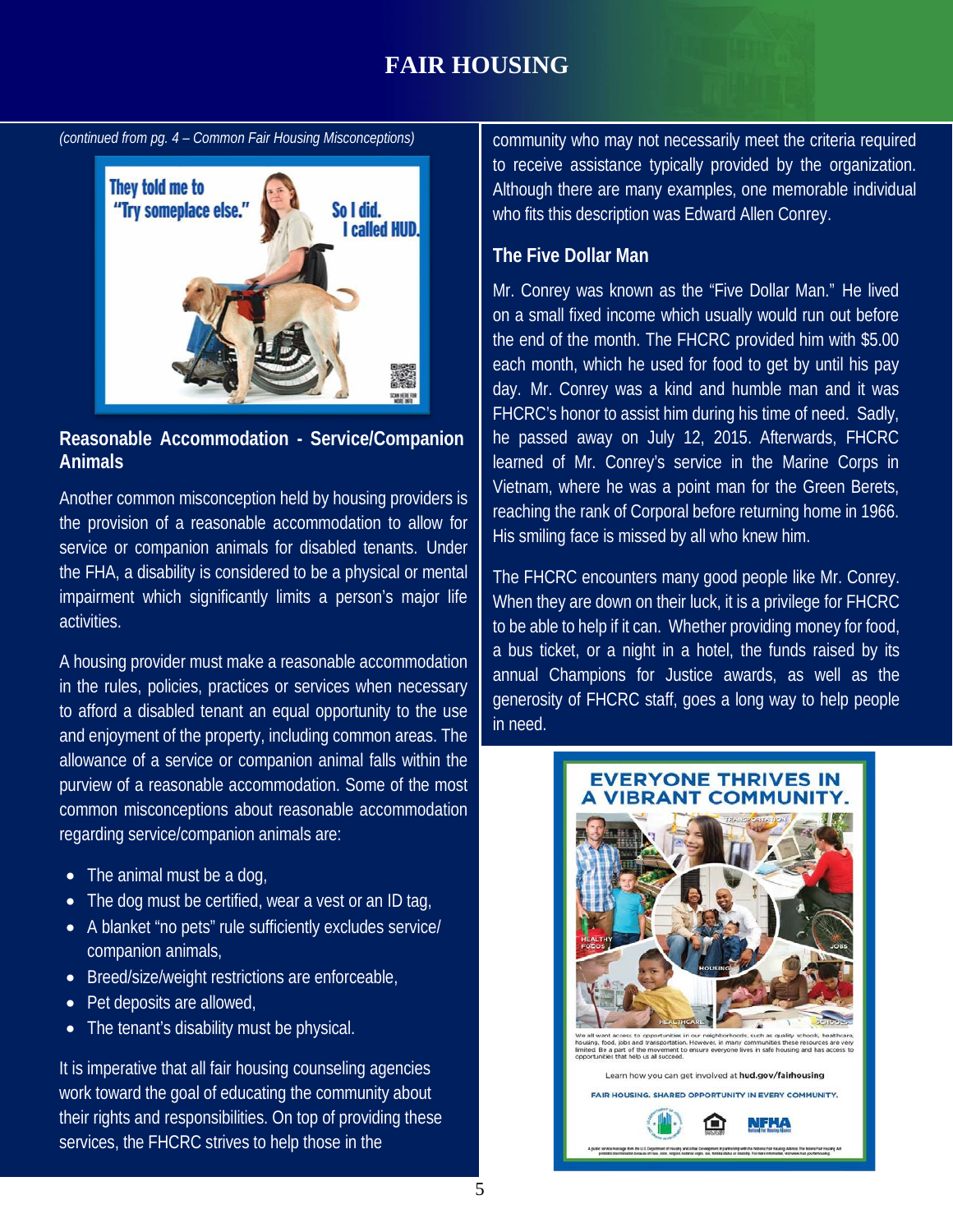*(continued from pg. 4 – Common Fair Housing Misconceptions)*

## Reasonable Accommodation - Service/Companion Animals

Another common misconception held by housing providers is the provision of a reasonable accommodation to allow for service or companion animals for disabled tenants. Under the FHA, a disability is considered to be a physical or mental impairment which significantly limits a person's major life activities.

A housing provider must make a reasonable accommodation in the rules, policies, practices or services when necessary to afford a disabled tenant an equal opportunity to the use and enjoyment of the property, including common areas. The allowance of a service or companion animal falls within the purview of a reasonable accommodation. Some of the most common misconceptions about reasonable accommodation regarding service/companion animals are:

- The animal must be a dog,
- The dog must be certified, wear a vest or an ID tag,
- A blanket "no pets" rule sufficiently excludes service/companion animals,
- Breed/size/weight restrictions are enforceable,
- Pet deposits are allowed,
- The tenant's disability must be physical.

It is imperative that all fair housing counseling agencies work toward the goal of educating the community about their rights and responsibilities. On top of providing these services, the FHCRC strives to help those in the community who may not necessarily meet the criteria required to receive assistance typically provided by the organization. Although there are many examples, one memorable individual who fits this description was Edward Allen Conrey.

## The Five Dollar Man

Mr. Conrey was known as the "Five Dollar Man." He lived on a small fixed income which usually would run out before the end of the month. The FHCRC provided him with $5.00 each month, which he used for food to get by until his pay day. Mr. Conrey was a kind and humble man and it was FHCRC's honor to assist him during his time of need. Sadly, he passed away on July 12, 2015. Afterwards, FHCRC learned of Mr. Conrey's service in the Marine Corps in Vietnam, where he was a point man for the Green Berets, reaching the rank of Corporal before returning home in 1966. His smiling face is missed by all who knew him.

The FHCRC encounters many good people like Mr. Conrey. When they are down on their luck, it is a privilege for FHCRC to be able to help if it can. Whether providing money for food, a bus ticket, or a night in a hotel, the funds raised by its annual Champions for Justice awards, as well as the generosity of FHCRC staff, goes a long way to help people in need.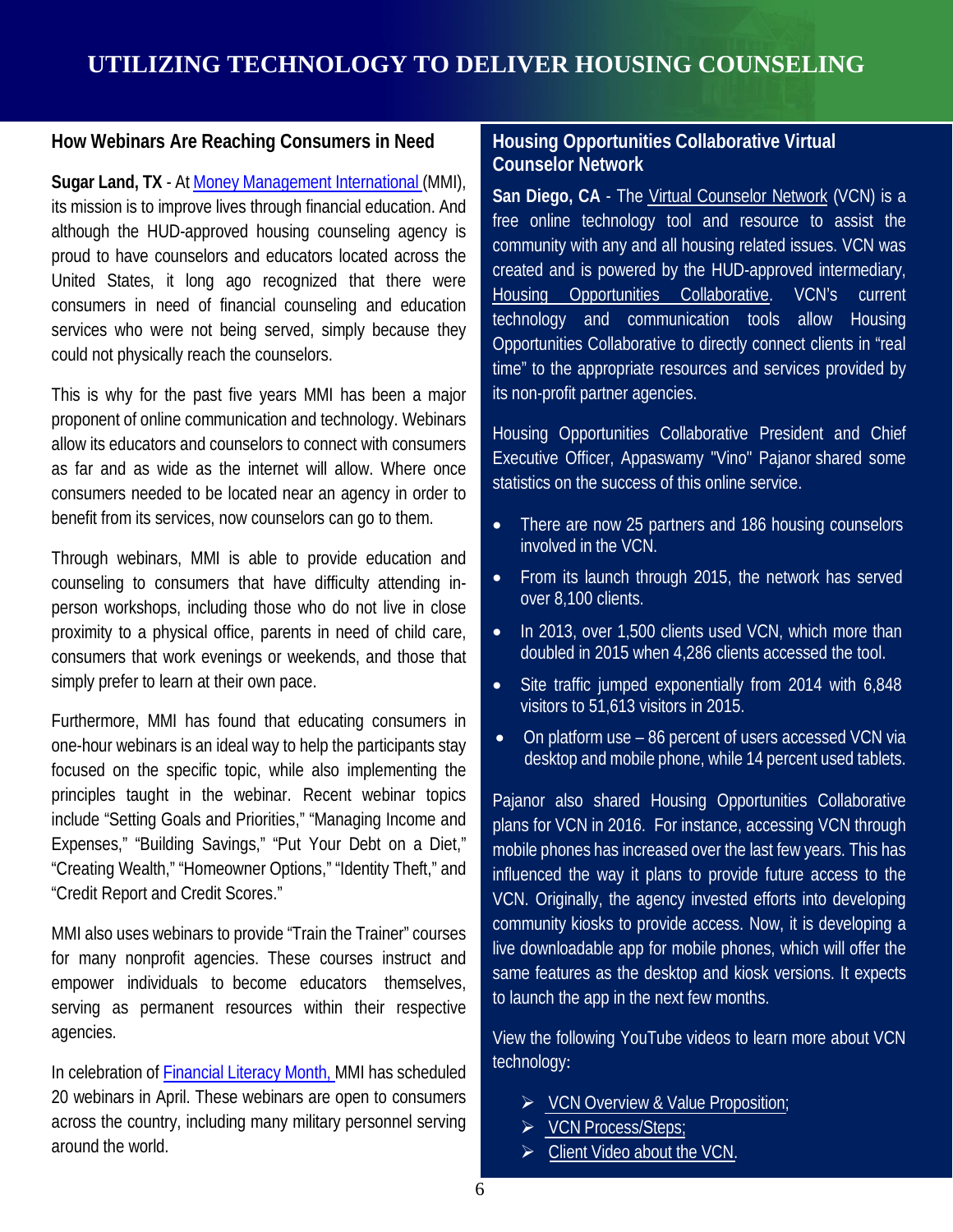# UTILIZING TECHNOLOGY TO DELIVER HOUSING COUNSELING

## How Webinars Are Reaching Consumers in Need

**Sugar Land, TX** - At Money Management International (MMI), its mission is to improve lives through financial education. And although the HUD-approved housing counseling agency is proud to have counselors and educators located across the United States, it long ago recognized that there were consumers in need of financial counseling and education services who were not being served, simply because they could not physically reach the counselors.

This is why for the past five years MMI has been a major proponent of online communication and technology. Webinars allow its educators and counselors to connect with consumers as far and as wide as the internet will allow. Where once consumers needed to be located near an agency in order to benefit from its services, now counselors can go to them.

Through webinars, MMI is able to provide education and counseling to consumers that have difficulty attending in-person workshops, including those who do not live in close proximity to a physical office, parents in need of child care, consumers that work evenings or weekends, and those that simply prefer to learn at their own pace.

Furthermore, MMI has found that educating consumers in one-hour webinars is an ideal way to help the participants stay focused on the specific topic, while also implementing the principles taught in the webinar. Recent webinar topics include "Setting Goals and Priorities," "Managing Income and Expenses," "Building Savings," "Put Your Debt on a Diet," "Creating Wealth," "Homeowner Options," "Identity Theft," and "Credit Report and Credit Scores."

MMI also uses webinars to provide "Train the Trainer" courses for many nonprofit agencies. These courses instruct and empower individuals to become educators themselves, serving as permanent resources within their respective agencies.

In celebration of Financial Literacy Month, MMI has scheduled 20 webinars in April. These webinars are open to consumers across the country, including many military personnel serving around the world.

## Housing Opportunities Collaborative Virtual Counselor Network

**San Diego, CA** - The Virtual Counselor Network (VCN) is a free online technology tool and resource to assist the community with any and all housing related issues. VCN was created and is powered by the HUD-approved intermediary, Housing Opportunities Collaborative. VCN's current technology and communication tools allow Housing Opportunities Collaborative to directly connect clients in "real time" to the appropriate resources and services provided by its non-profit partner agencies.

Housing Opportunities Collaborative President and Chief Executive Officer, Appaswamy "Vino" Pajanor shared some statistics on the success of this online service.

- There are now 25 partners and 186 housing counselors involved in the VCN.
- From its launch through 2015, the network has served over 8,100 clients.
- In 2013, over 1,500 clients used VCN, which more than doubled in 2015 when 4,286 clients accessed the tool.
- Site traffic jumped exponentially from 2014 with 6,848 visitors to 51,613 visitors in 2015.
- On platform use – 86 percent of users accessed VCN via desktop and mobile phone, while 14 percent used tablets.

Pajanor also shared Housing Opportunities Collaborative plans for VCN in 2016. For instance, accessing VCN through mobile phones has increased over the last few years. This has influenced the way it plans to provide future access to the VCN. Originally, the agency invested efforts into developing community kiosks to provide access. Now, it is developing a live downloadable app for mobile phones, which will offer the same features as the desktop and kiosk versions. It expects to launch the app in the next few months.

View the following YouTube videos to learn more about VCN technology:

- VCN Overview & Value Proposition;
- VCN Process/Steps;
- Client Video about the VCN.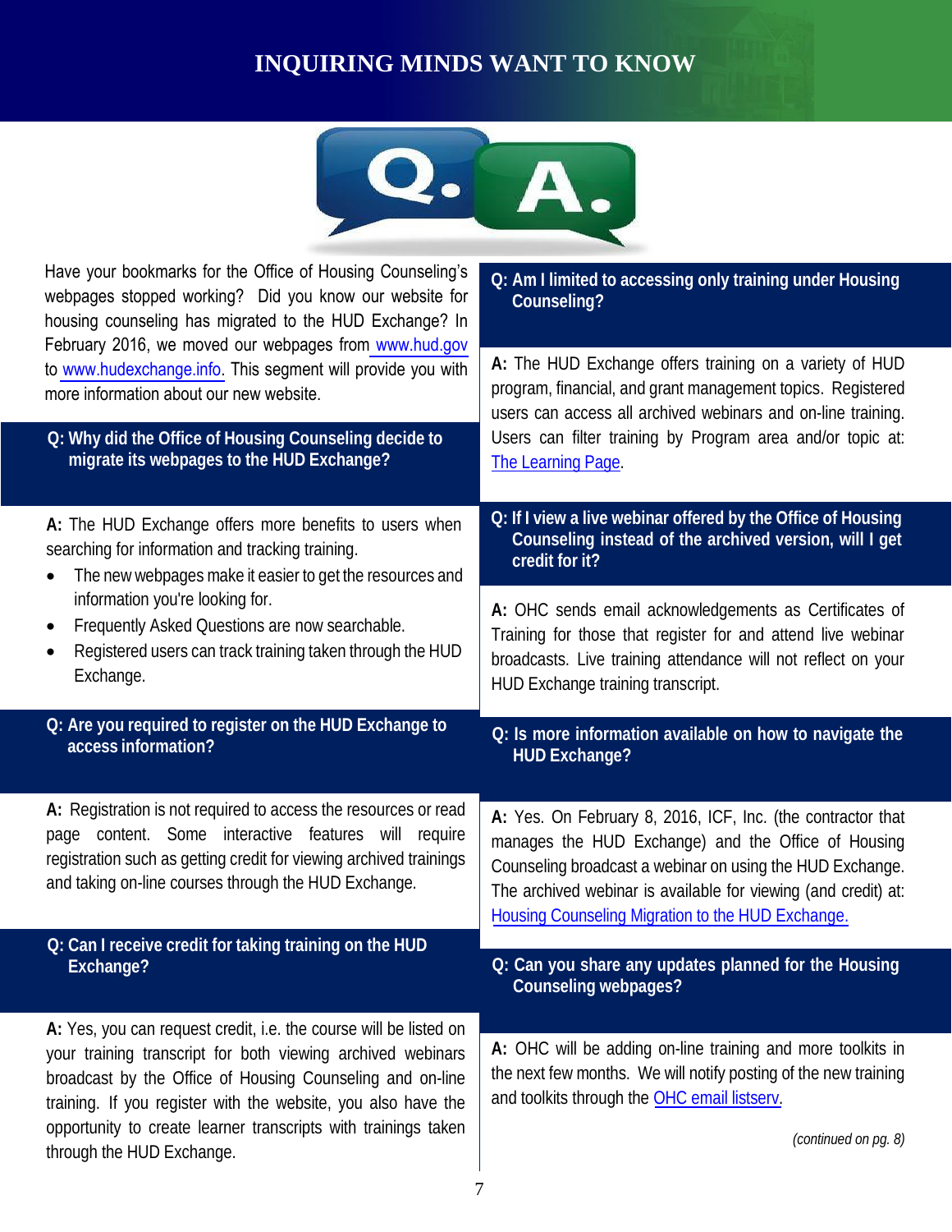# INQUIRING MINDS WANT TO KNOW

Have your bookmarks for the Office of Housing Counseling's webpages stopped working? Did you know our website for housing counseling has migrated to the HUD Exchange? In February 2016, we moved our webpages from www.hud.gov to www.hudexchange.info. This segment will provide you with more information about our new website.

**Q: Why did the Office of Housing Counseling decide to migrate its webpages to the HUD Exchange?**

**A:** The HUD Exchange offers more benefits to users when searching for information and tracking training.

- The new webpages make it easier to get the resources and information you're looking for.
- Frequently Asked Questions are now searchable.
- Registered users can track training taken through the HUD Exchange.

**Q: Are you required to register on the HUD Exchange to access information?**

**A:** Registration is not required to access the resources or read page content. Some interactive features will require registration such as getting credit for viewing archived trainings and taking on-line courses through the HUD Exchange.

**Q: Can I receive credit for taking training on the HUD Exchange?**

**A:** Yes, you can request credit, i.e. the course will be listed on your training transcript for both viewing archived webinars broadcast by the Office of Housing Counseling and on-line training. If you register with the website, you also have the opportunity to create learner transcripts with trainings taken through the HUD Exchange.

**Q: Am I limited to accessing only training under Housing Counseling?**

**A:** The HUD Exchange offers training on a variety of HUD program, financial, and grant management topics. Registered users can access all archived webinars and on-line training. Users can filter training by Program area and/or topic at: The Learning Page.

**Q: If I view a live webinar offered by the Office of Housing Counseling instead of the archived version, will I get credit for it?**

**A:** OHC sends email acknowledgements as Certificates of Training for those that register for and attend live webinar broadcasts. Live training attendance will not reflect on your HUD Exchange training transcript.

**Q: Is more information available on how to navigate the HUD Exchange?**

**A:** Yes. On February 8, 2016, ICF, Inc. (the contractor that manages the HUD Exchange) and the Office of Housing Counseling broadcast a webinar on using the HUD Exchange. The archived webinar is available for viewing (and credit) at: Housing Counseling Migration to the HUD Exchange.

**Q: Can you share any updates planned for the Housing Counseling webpages?**

**A:** OHC will be adding on-line training and more toolkits in the next few months. We will notify posting of the new training and toolkits through the OHC email listserv.

*(continued on pg. 8)*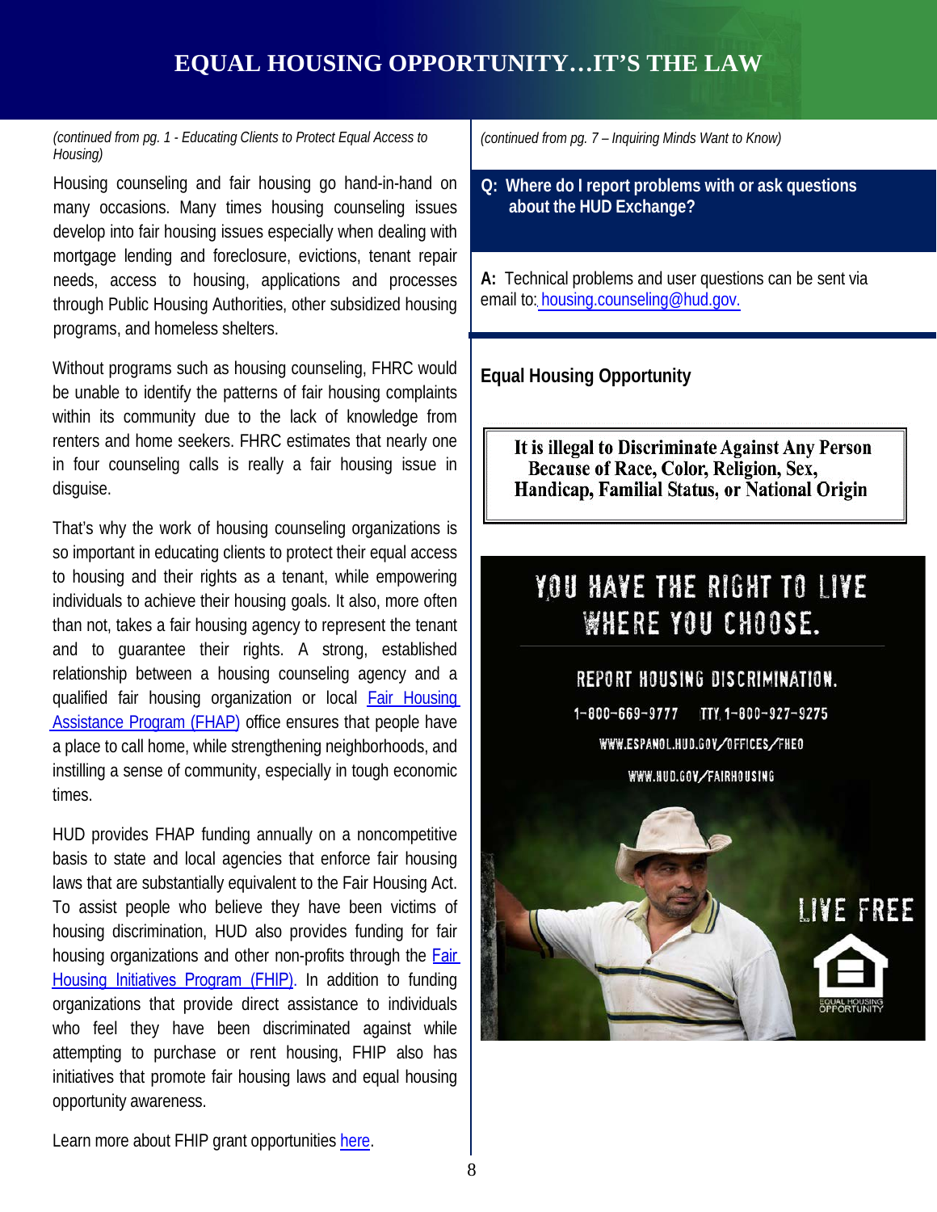# EQUAL HOUSING OPPORTUNITY…IT'S THE LAW

*(continued from pg. 1 - Educating Clients to Protect Equal Access to Housing)*

Housing counseling and fair housing go hand-in-hand on many occasions. Many times housing counseling issues develop into fair housing issues especially when dealing with mortgage lending and foreclosure, evictions, tenant repair needs, access to housing, applications and processes through Public Housing Authorities, other subsidized housing programs, and homeless shelters.

Without programs such as housing counseling, FHRC would be unable to identify the patterns of fair housing complaints within its community due to the lack of knowledge from renters and home seekers. FHRC estimates that nearly one in four counseling calls is really a fair housing issue in disguise.

That's why the work of housing counseling organizations is so important in educating clients to protect their equal access to housing and their rights as a tenant, while empowering individuals to achieve their housing goals. It also, more often than not, takes a fair housing agency to represent the tenant and to guarantee their rights. A strong, established relationship between a housing counseling agency and a qualified fair housing organization or local Fair Housing Assistance Program (FHAP) office ensures that people have a place to call home, while strengthening neighborhoods, and instilling a sense of community, especially in tough economic times.

HUD provides FHAP funding annually on a noncompetitive basis to state and local agencies that enforce fair housing laws that are substantially equivalent to the Fair Housing Act. To assist people who believe they have been victims of housing discrimination, HUD also provides funding for fair housing organizations and other non-profits through the Fair Housing Initiatives Program (FHIP). In addition to funding organizations that provide direct assistance to individuals who feel they have been discriminated against while attempting to purchase or rent housing, FHIP also has initiatives that promote fair housing laws and equal housing opportunity awareness.

Learn more about FHIP grant opportunities here.

*(continued from pg. 7 – Inquiring Minds Want to Know)*

**Q: Where do I report problems with or ask questions about the HUD Exchange?**

**A:** Technical problems and user questions can be sent via email to: housing.counseling@hud.gov.

## Equal Housing Opportunity

**It is illegal to Discriminate Against Any Person Because of Race, Color, Religion, Sex, Handicap, Familial Status, or National Origin**

YOU HAVE THE RIGHT TO LIVE WHERE YOU CHOOSE.

REPORT HOUSING DISCRIMINATION.

1-800-669-9777 TTY 1-800-927-9275

WWW.ESPANOL.HUD.GOV/OFFICES/FHEO

WWW.HUD.GOV/FAIRHOUSING

LIVE FREE

EQUAL HOUSING OPPORTUNITY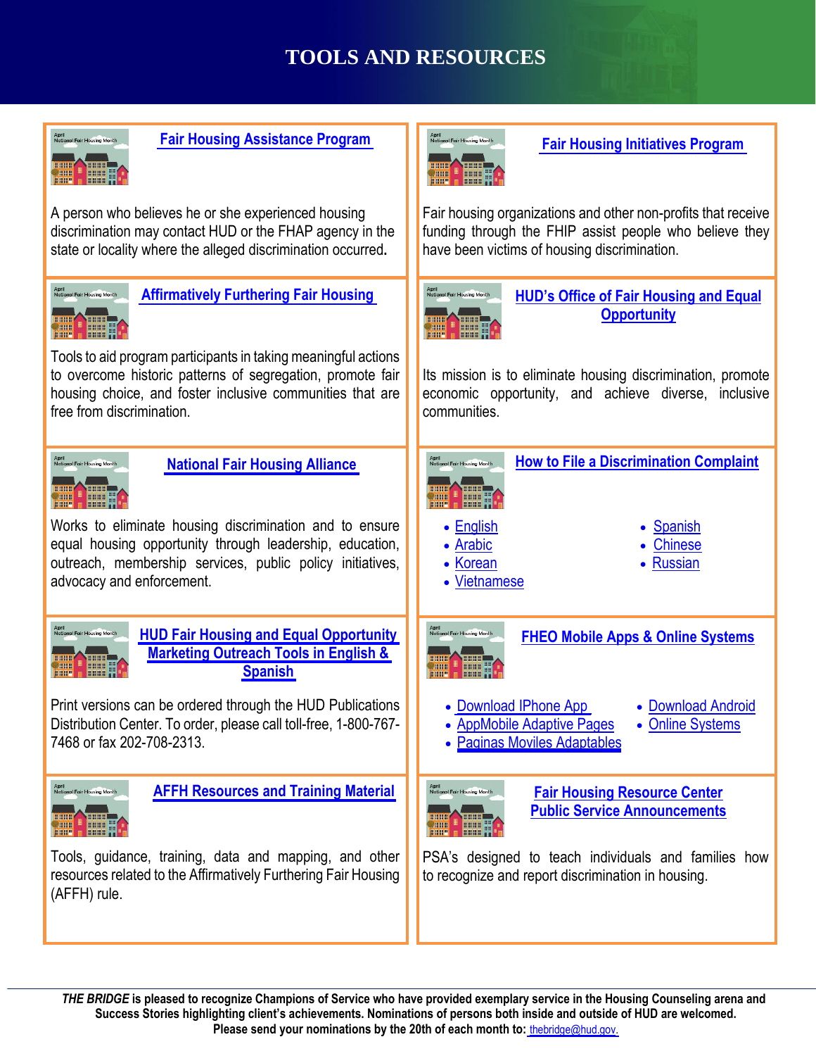# TOOLS AND RESOURCES

### Fair Housing Assistance Program

A person who believes he or she experienced housing discrimination may contact HUD or the FHAP agency in the state or locality where the alleged discrimination occurred.

### Fair Housing Initiatives Program

Fair housing organizations and other non-profits that receive funding through the FHIP assist people who believe they have been victims of housing discrimination.

### Affirmatively Furthering Fair Housing

Tools to aid program participants in taking meaningful actions to overcome historic patterns of segregation, promote fair housing choice, and foster inclusive communities that are free from discrimination.

### HUD's Office of Fair Housing and Equal Opportunity

Its mission is to eliminate housing discrimination, promote economic opportunity, and achieve diverse, inclusive communities.

### National Fair Housing Alliance

Works to eliminate housing discrimination and to ensure equal housing opportunity through leadership, education, outreach, membership services, public policy initiatives, advocacy and enforcement.

### How to File a Discrimination Complaint

- English
- Arabic
- Korean
- Vietnamese
- Spanish
- Chinese
- Russian

### HUD Fair Housing and Equal Opportunity Marketing Outreach Tools in English & Spanish

Print versions can be ordered through the HUD Publications Distribution Center. To order, please call toll-free, 1-800-767-7468 or fax 202-708-2313.

### FHEO Mobile Apps & Online Systems

- Download IPhone App
- AppMobile Adaptive Pages
- Paginas Moviles Adaptables
- Download Android
- Online Systems

### AFFH Resources and Training Material

Tools, guidance, training, data and mapping, and other resources related to the Affirmatively Furthering Fair Housing (AFFH) rule.

### Fair Housing Resource Center Public Service Announcements

PSA's designed to teach individuals and families how to recognize and report discrimination in housing.

---

***THE BRIDGE*** **is pleased to recognize Champions of Service who have provided exemplary service in the Housing Counseling arena and Success Stories highlighting client's achievements. Nominations of persons both inside and outside of HUD are welcomed. Please send your nominations by the 20th of each month to:** thebridge@hud.gov.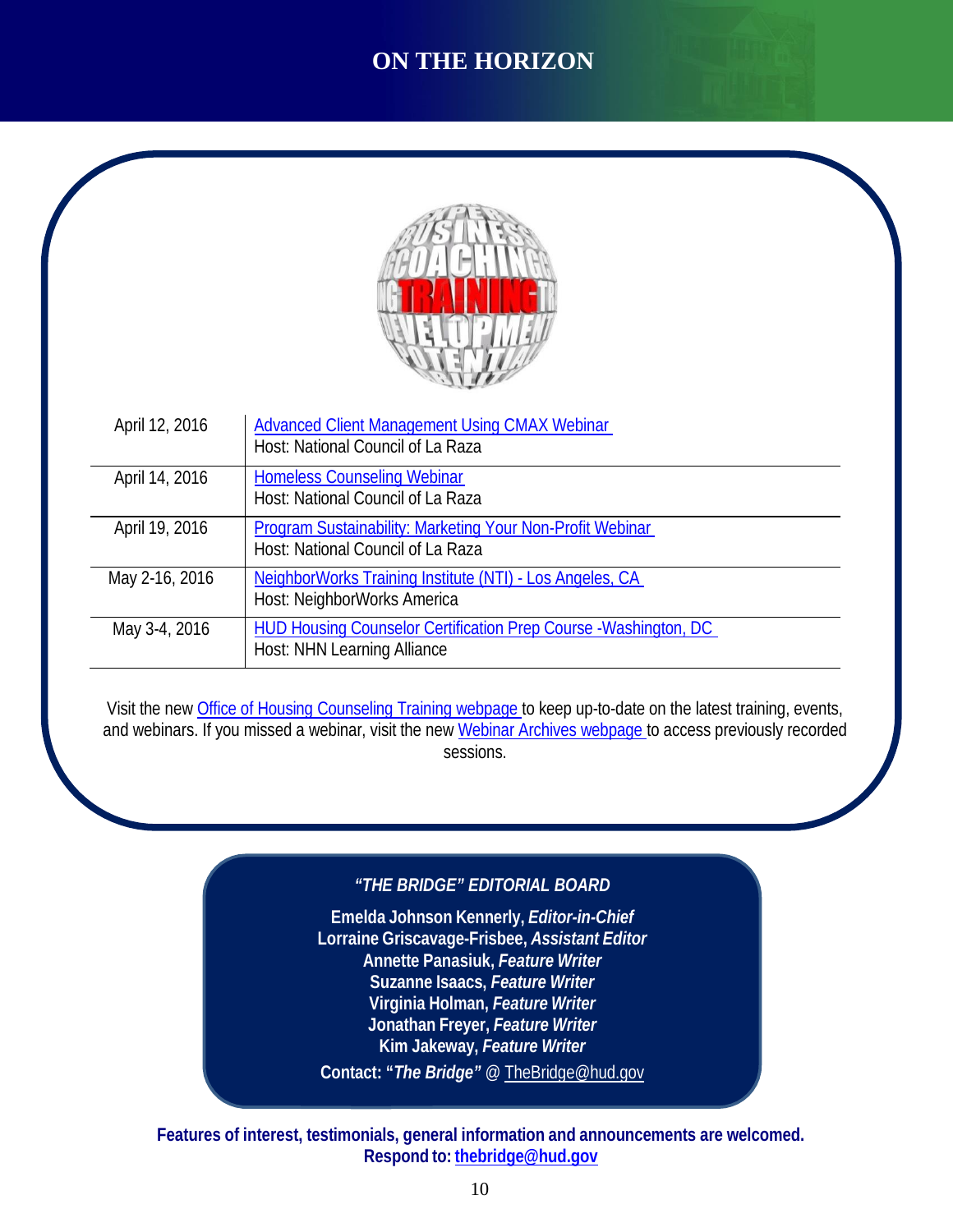# ON THE HORIZON

| | |
|---|---|
| April 12, 2016 | Advanced Client Management Using CMAX Webinar<br>Host: National Council of La Raza |
| April 14, 2016 | Homeless Counseling Webinar<br>Host: National Council of La Raza |
| April 19, 2016 | Program Sustainability: Marketing Your Non-Profit Webinar<br>Host: National Council of La Raza |
| May 2-16, 2016 | NeighborWorks Training Institute (NTI) - Los Angeles, CA<br>Host: NeighborWorks America |
| May 3-4, 2016 | HUD Housing Counselor Certification Prep Course -Washington, DC<br>Host: NHN Learning Alliance |

Visit the new Office of Housing Counseling Training webpage to keep up-to-date on the latest training, events, and webinars. If you missed a webinar, visit the new Webinar Archives webpage to access previously recorded sessions.

***"THE BRIDGE" EDITORIAL BOARD***

**Emelda Johnson Kennerly, *Editor-in-Chief***
**Lorraine Griscavage-Frisbee, *Assistant Editor***
**Annette Panasiuk, *Feature Writer***
**Suzanne Isaacs, *Feature Writer***
**Virginia Holman, *Feature Writer***
**Jonathan Freyer, *Feature Writer***
**Kim Jakeway, *Feature Writer***

**Contact: "*The Bridge*"** @ TheBridge@hud.gov

**Features of interest, testimonials, general information and announcements are welcomed.**
**Respond to: thebridge@hud.gov**